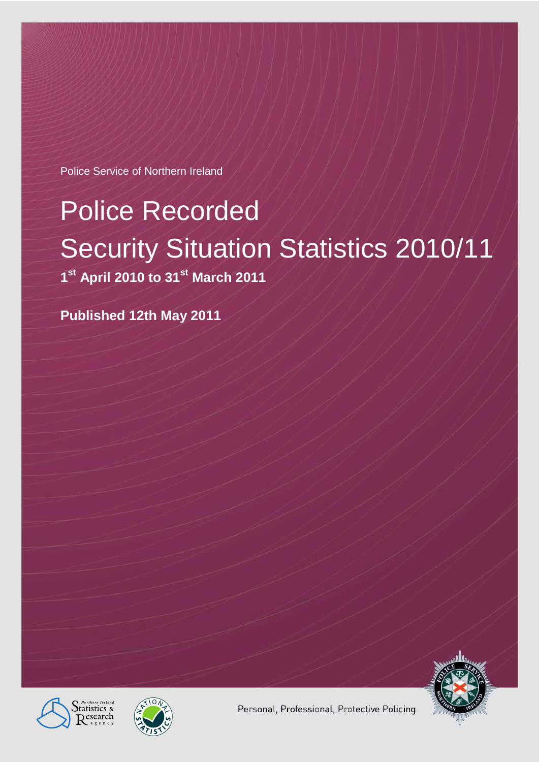Police Service of Northern Ireland

# Police Recorded Security Situation Statistics 2010/11

**1st April 2010 to 31st March 2011**

**Published 12th May 2011**

Personal, Professional, Protective Policing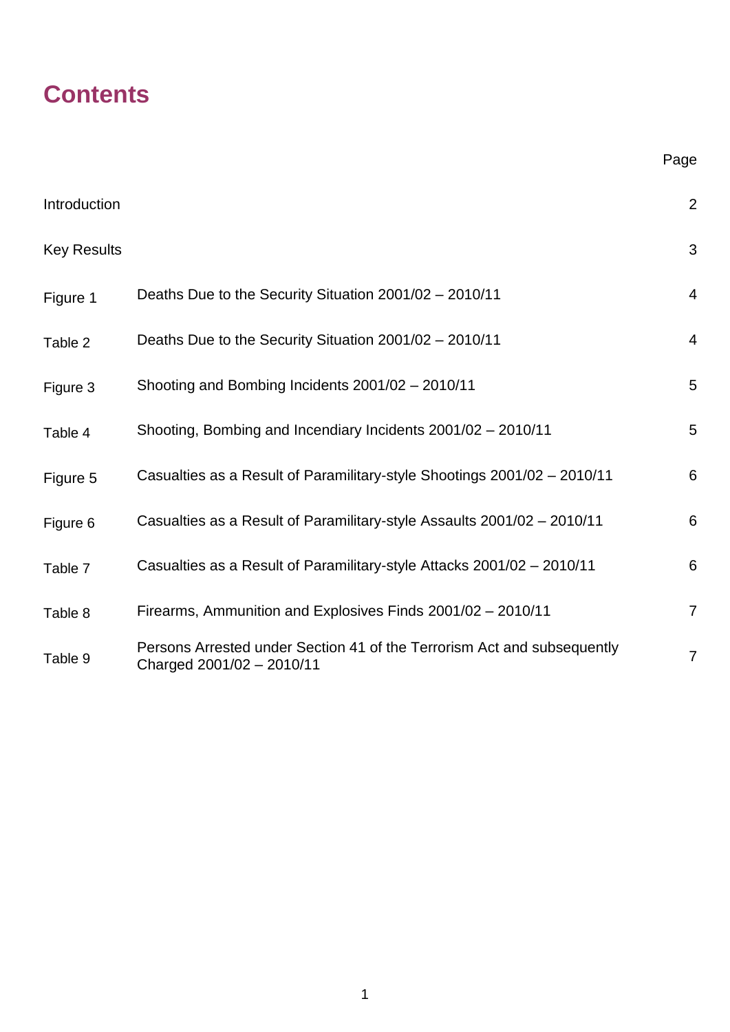# Contents

| | | Page |
|---|---|---|
| Introduction | | 2 |
| Key Results | | 3 |
| Figure 1 | Deaths Due to the Security Situation 2001/02 – 2010/11 | 4 |
| Table 2 | Deaths Due to the Security Situation 2001/02 – 2010/11 | 4 |
| Figure 3 | Shooting and Bombing Incidents 2001/02 – 2010/11 | 5 |
| Table 4 | Shooting, Bombing and Incendiary Incidents 2001/02 – 2010/11 | 5 |
| Figure 5 | Casualties as a Result of Paramilitary-style Shootings 2001/02 – 2010/11 | 6 |
| Figure 6 | Casualties as a Result of Paramilitary-style Assaults 2001/02 – 2010/11 | 6 |
| Table 7 | Casualties as a Result of Paramilitary-style Attacks 2001/02 – 2010/11 | 6 |
| Table 8 | Firearms, Ammunition and Explosives Finds 2001/02 – 2010/11 | 7 |
| Table 9 | Persons Arrested under Section 41 of the Terrorism Act and subsequently Charged 2001/02 – 2010/11 | 7 |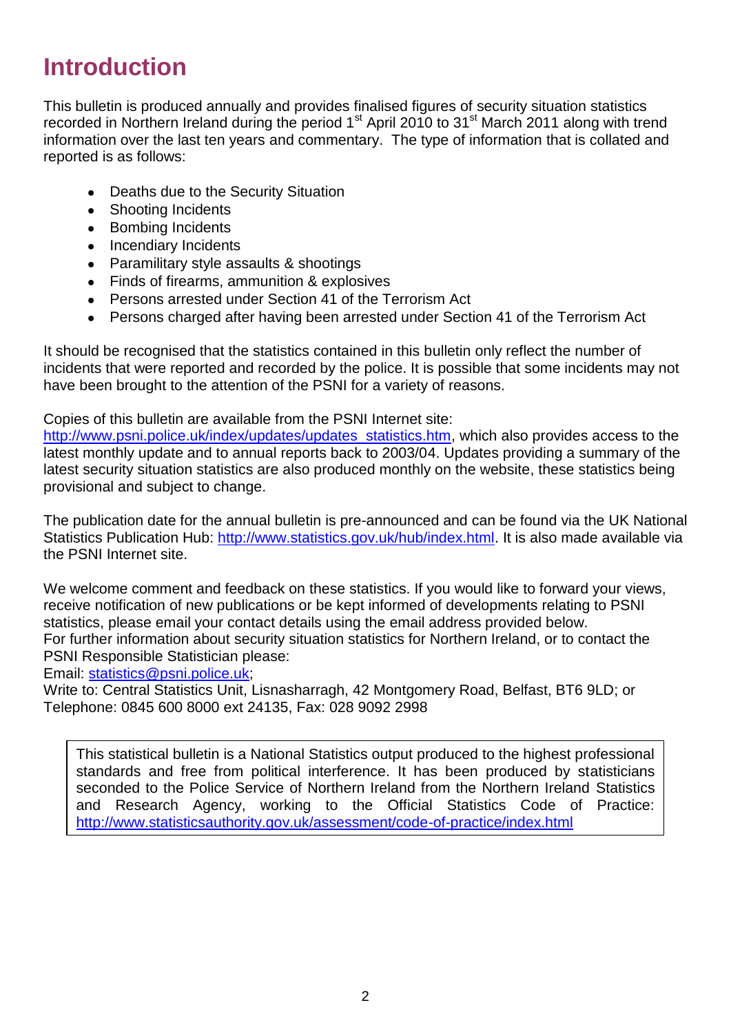# Introduction

This bulletin is produced annually and provides finalised figures of security situation statistics recorded in Northern Ireland during the period 1st April 2010 to 31st March 2011 along with trend information over the last ten years and commentary. The type of information that is collated and reported is as follows:

- Deaths due to the Security Situation
- Shooting Incidents
- Bombing Incidents
- Incendiary Incidents
- Paramilitary style assaults & shootings
- Finds of firearms, ammunition & explosives
- Persons arrested under Section 41 of the Terrorism Act
- Persons charged after having been arrested under Section 41 of the Terrorism Act

It should be recognised that the statistics contained in this bulletin only reflect the number of incidents that were reported and recorded by the police. It is possible that some incidents may not have been brought to the attention of the PSNI for a variety of reasons.

Copies of this bulletin are available from the PSNI Internet site: http://www.psni.police.uk/index/updates/updates_statistics.htm, which also provides access to the latest monthly update and to annual reports back to 2003/04. Updates providing a summary of the latest security situation statistics are also produced monthly on the website, these statistics being provisional and subject to change.

The publication date for the annual bulletin is pre-announced and can be found via the UK National Statistics Publication Hub: http://www.statistics.gov.uk/hub/index.html. It is also made available via the PSNI Internet site.

We welcome comment and feedback on these statistics. If you would like to forward your views, receive notification of new publications or be kept informed of developments relating to PSNI statistics, please email your contact details using the email address provided below.
For further information about security situation statistics for Northern Ireland, or to contact the PSNI Responsible Statistician please:
Email: statistics@psni.police.uk;
Write to: Central Statistics Unit, Lisnasharragh, 42 Montgomery Road, Belfast, BT6 9LD; or
Telephone: 0845 600 8000 ext 24135, Fax: 028 9092 2998

> This statistical bulletin is a National Statistics output produced to the highest professional standards and free from political interference. It has been produced by statisticians seconded to the Police Service of Northern Ireland from the Northern Ireland Statistics and Research Agency, working to the Official Statistics Code of Practice: http://www.statisticsauthority.gov.uk/assessment/code-of-practice/index.html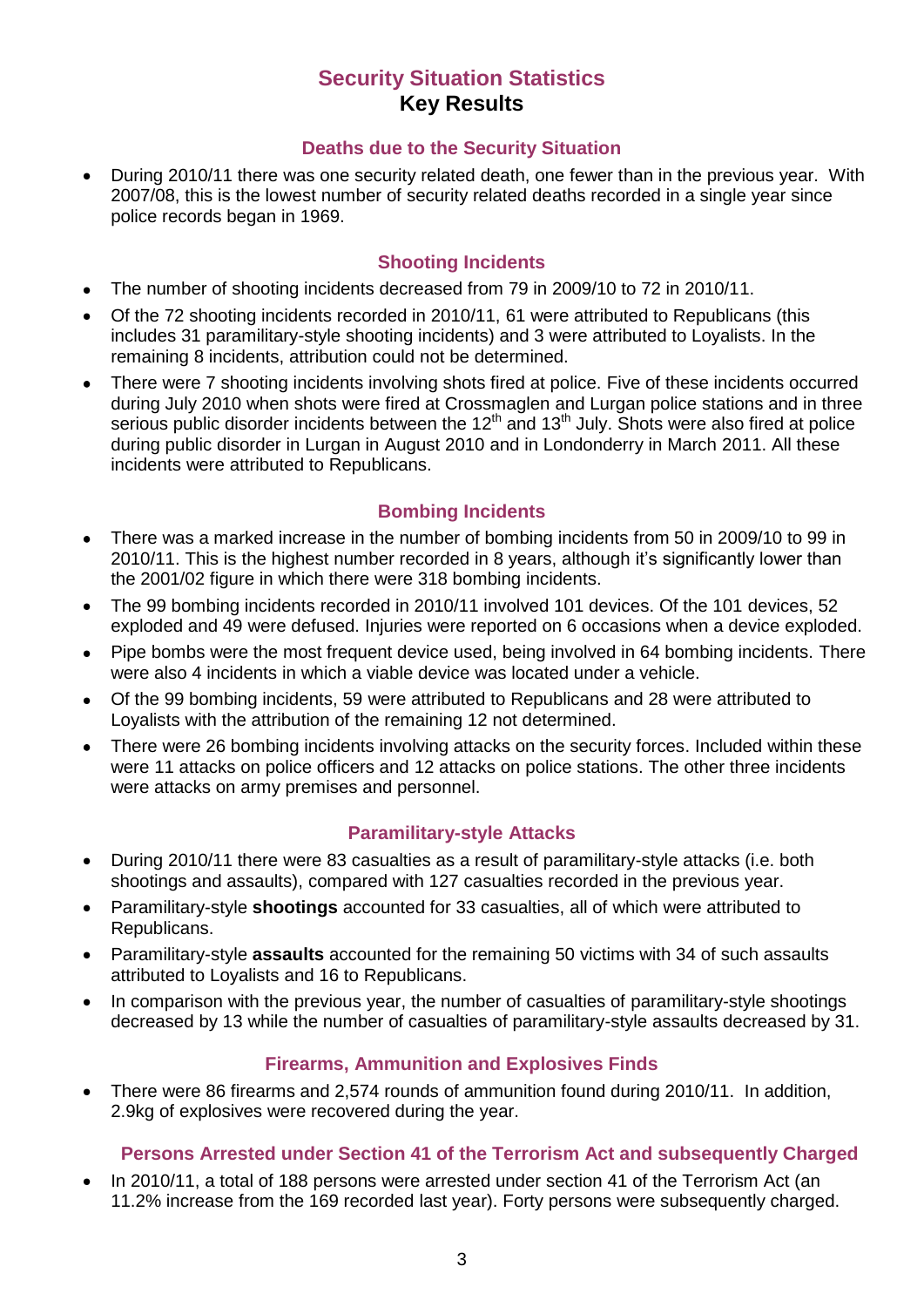# Security Situation Statistics

## Key Results

### Deaths due to the Security Situation

- During 2010/11 there was one security related death, one fewer than in the previous year. With 2007/08, this is the lowest number of security related deaths recorded in a single year since police records began in 1969.

### Shooting Incidents

- The number of shooting incidents decreased from 79 in 2009/10 to 72 in 2010/11.
- Of the 72 shooting incidents recorded in 2010/11, 61 were attributed to Republicans (this includes 31 paramilitary-style shooting incidents) and 3 were attributed to Loyalists. In the remaining 8 incidents, attribution could not be determined.
- There were 7 shooting incidents involving shots fired at police. Five of these incidents occurred during July 2010 when shots were fired at Crossmaglen and Lurgan police stations and in three serious public disorder incidents between the 12th and 13th July. Shots were also fired at police during public disorder in Lurgan in August 2010 and in Londonderry in March 2011. All these incidents were attributed to Republicans.

### Bombing Incidents

- There was a marked increase in the number of bombing incidents from 50 in 2009/10 to 99 in 2010/11. This is the highest number recorded in 8 years, although it's significantly lower than the 2001/02 figure in which there were 318 bombing incidents.
- The 99 bombing incidents recorded in 2010/11 involved 101 devices. Of the 101 devices, 52 exploded and 49 were defused. Injuries were reported on 6 occasions when a device exploded.
- Pipe bombs were the most frequent device used, being involved in 64 bombing incidents. There were also 4 incidents in which a viable device was located under a vehicle.
- Of the 99 bombing incidents, 59 were attributed to Republicans and 28 were attributed to Loyalists with the attribution of the remaining 12 not determined.
- There were 26 bombing incidents involving attacks on the security forces. Included within these were 11 attacks on police officers and 12 attacks on police stations. The other three incidents were attacks on army premises and personnel.

### Paramilitary-style Attacks

- During 2010/11 there were 83 casualties as a result of paramilitary-style attacks (i.e. both shootings and assaults), compared with 127 casualties recorded in the previous year.
- Paramilitary-style **shootings** accounted for 33 casualties, all of which were attributed to Republicans.
- Paramilitary-style **assaults** accounted for the remaining 50 victims with 34 of such assaults attributed to Loyalists and 16 to Republicans.
- In comparison with the previous year, the number of casualties of paramilitary-style shootings decreased by 13 while the number of casualties of paramilitary-style assaults decreased by 31.

### Firearms, Ammunition and Explosives Finds

- There were 86 firearms and 2,574 rounds of ammunition found during 2010/11. In addition, 2.9kg of explosives were recovered during the year.

### Persons Arrested under Section 41 of the Terrorism Act and subsequently Charged

- In 2010/11, a total of 188 persons were arrested under section 41 of the Terrorism Act (an 11.2% increase from the 169 recorded last year). Forty persons were subsequently charged.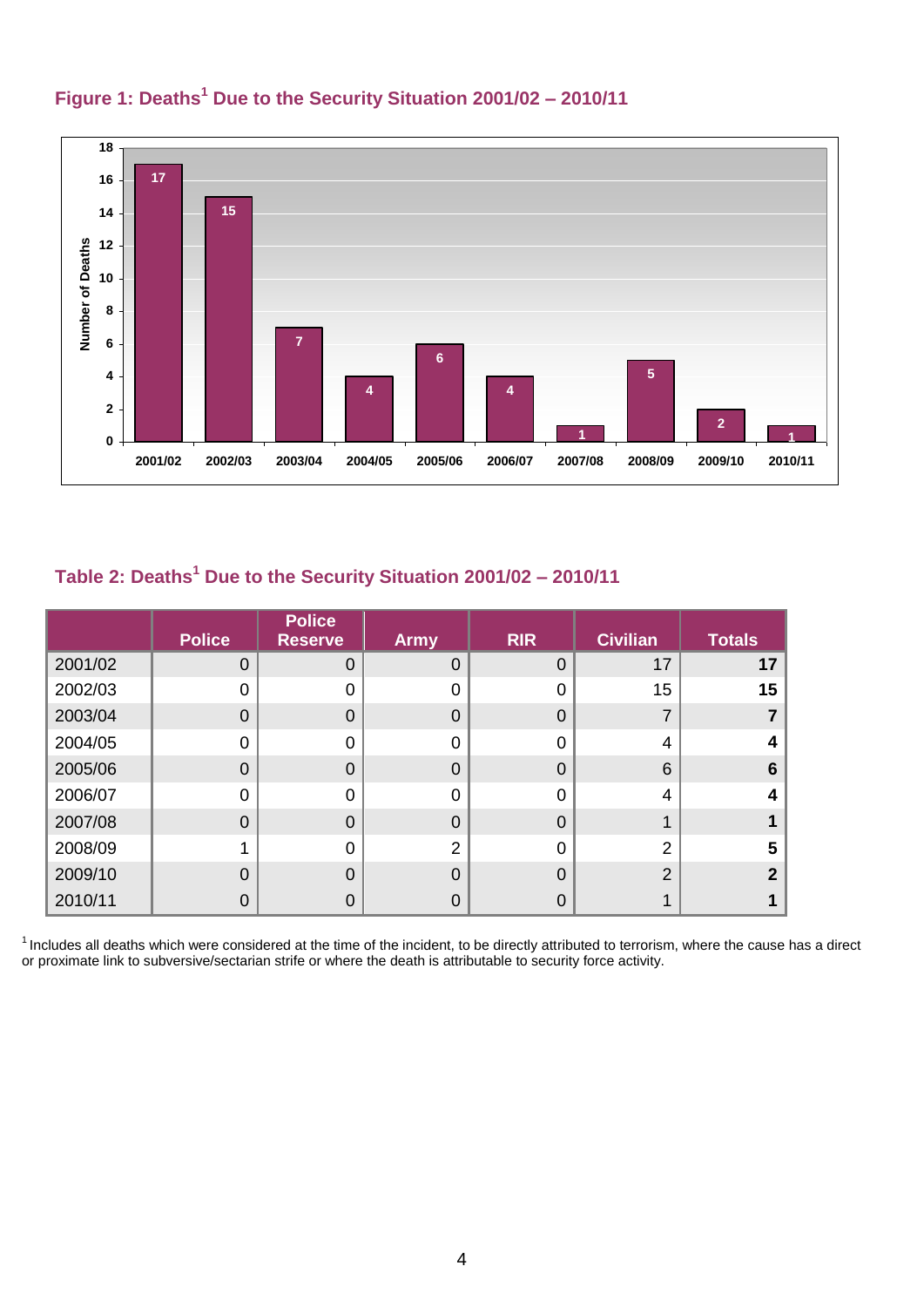## Figure 1: Deaths[1] Due to the Security Situation 2001/02 – 2010/11

## Table 2: Deaths[1] Due to the Security Situation 2001/02 – 2010/11

| | Police | Police Reserve | Army | RIR | Civilian | Totals |
|---|---|---|---|---|---|---|
| 2001/02 | 0 | 0 | 0 | 0 | 17 | **17** |
| 2002/03 | 0 | 0 | 0 | 0 | 15 | **15** |
| 2003/04 | 0 | 0 | 0 | 0 | 7 | **7** |
| 2004/05 | 0 | 0 | 0 | 0 | 4 | **4** |
| 2005/06 | 0 | 0 | 0 | 0 | 6 | **6** |
| 2006/07 | 0 | 0 | 0 | 0 | 4 | **4** |
| 2007/08 | 0 | 0 | 0 | 0 | 1 | **1** |
| 2008/09 | 1 | 0 | 2 | 0 | 2 | **5** |
| 2009/10 | 0 | 0 | 0 | 0 | 2 | **2** |
| 2010/11 | 0 | 0 | 0 | 0 | 1 | **1** |

[1] Includes all deaths which were considered at the time of the incident, to be directly attributed to terrorism, where the cause has a direct or proximate link to subversive/sectarian strife or where the death is attributable to security force activity.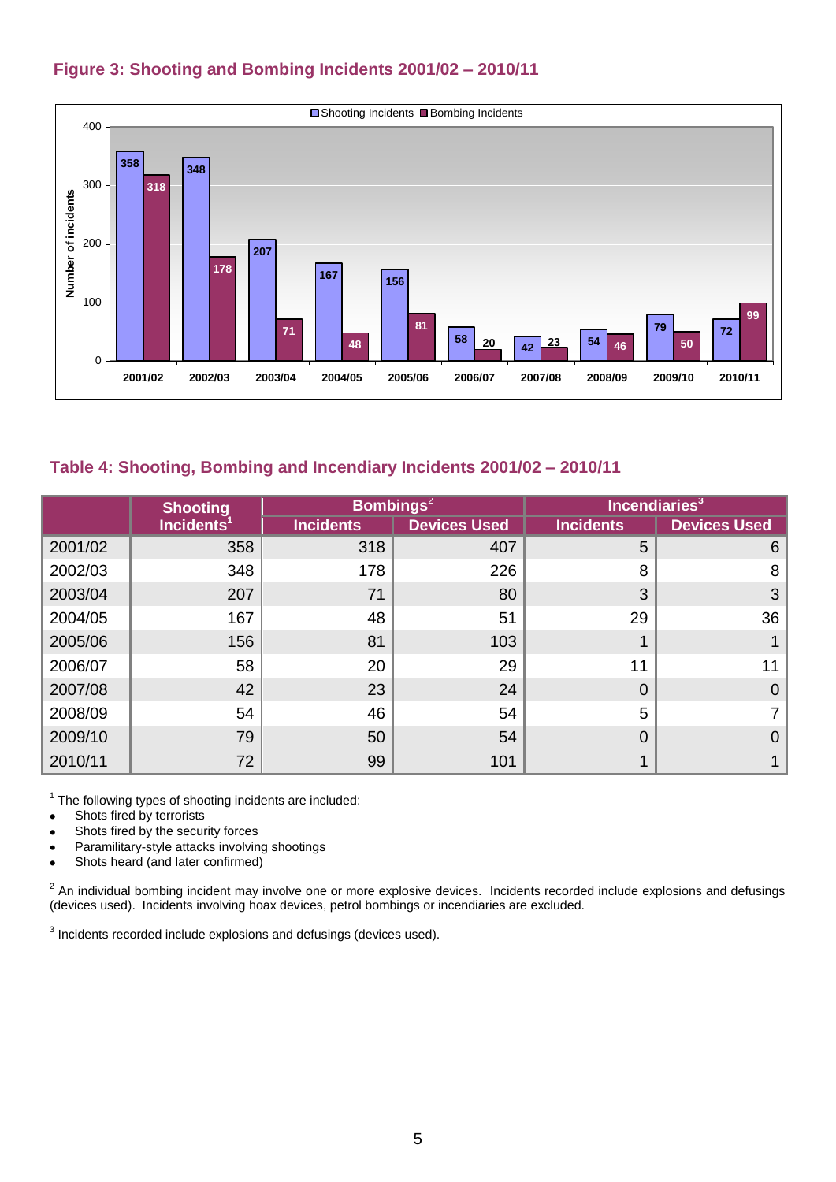**Figure 3: Shooting and Bombing Incidents 2001/02 – 2010/11**

| Year | Shooting Incidents | Bombing Incidents |
|---|---|---|
| 2001/02 | 358 | 318 |
| 2002/03 | 348 | 178 |
| 2003/04 | 207 | 71 |
| 2004/05 | 167 | 48 |
| 2005/06 | 156 | 81 |
| 2006/07 | 58 | 20 |
| 2007/08 | 42 | 23 |
| 2008/09 | 54 | 46 |
| 2009/10 | 79 | 50 |
| 2010/11 | 72 | 99 |

**Table 4: Shooting, Bombing and Incendiary Incidents 2001/02 – 2010/11**

| | Shooting Incidents[1] | Bombings[2] | | Incendiaries[3] | |
|---|---|---|---|---|---|
| | | Incidents | Devices Used | Incidents | Devices Used |
| 2001/02 | 358 | 318 | 407 | 5 | 6 |
| 2002/03 | 348 | 178 | 226 | 8 | 8 |
| 2003/04 | 207 | 71 | 80 | 3 | 3 |
| 2004/05 | 167 | 48 | 51 | 29 | 36 |
| 2005/06 | 156 | 81 | 103 | 1 | 1 |
| 2006/07 | 58 | 20 | 29 | 11 | 11 |
| 2007/08 | 42 | 23 | 24 | 0 | 0 |
| 2008/09 | 54 | 46 | 54 | 5 | 7 |
| 2009/10 | 79 | 50 | 54 | 0 | 0 |
| 2010/11 | 72 | 99 | 101 | 1 | 1 |

[1] The following types of shooting incidents are included:

- Shots fired by terrorists
- Shots fired by the security forces
- Paramilitary-style attacks involving shootings
- Shots heard (and later confirmed)

[2] An individual bombing incident may involve one or more explosive devices. Incidents recorded include explosions and defusings (devices used). Incidents involving hoax devices, petrol bombings or incendiaries are excluded.

[3] Incidents recorded include explosions and defusings (devices used).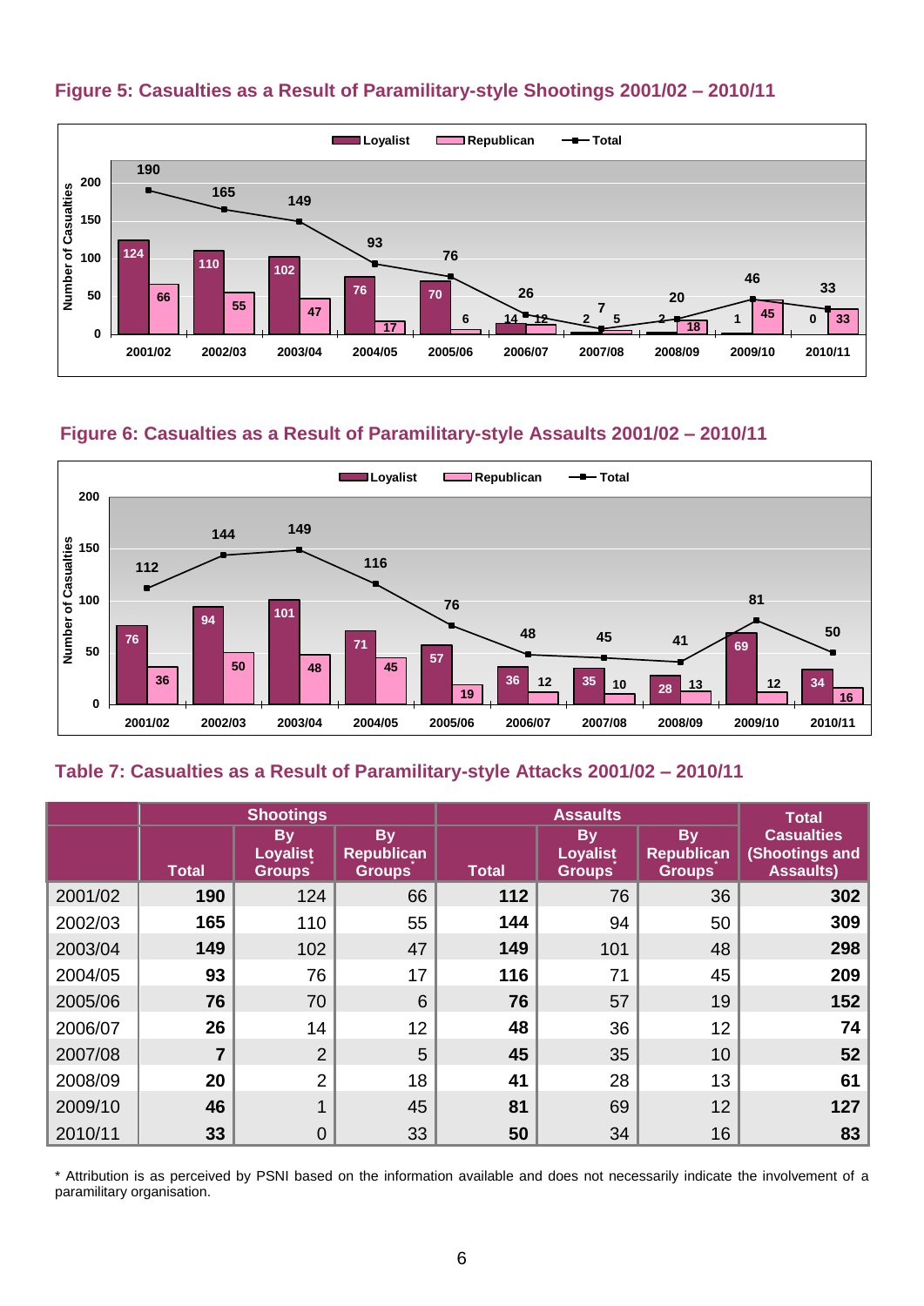## Figure 5: Casualties as a Result of Paramilitary-style Shootings 2001/02 – 2010/11

## Figure 6: Casualties as a Result of Paramilitary-style Assaults 2001/02 – 2010/11

## Table 7: Casualties as a Result of Paramilitary-style Attacks 2001/02 – 2010/11

| | Shootings | | | Assaults | | | Total Casualties (Shootings and Assaults) |
|---|---|---|---|---|---|---|---|
| | Total | By Loyalist Groups* | By Republican Groups* | Total | By Loyalist Groups* | By Republican Groups* | |
| 2001/02 | **190** | 124 | 66 | **112** | 76 | 36 | **302** |
| 2002/03 | **165** | 110 | 55 | **144** | 94 | 50 | **309** |
| 2003/04 | **149** | 102 | 47 | **149** | 101 | 48 | **298** |
| 2004/05 | **93** | 76 | 17 | **116** | 71 | 45 | **209** |
| 2005/06 | **76** | 70 | 6 | **76** | 57 | 19 | **152** |
| 2006/07 | **26** | 14 | 12 | **48** | 36 | 12 | **74** |
| 2007/08 | **7** | 2 | 5 | **45** | 35 | 10 | **52** |
| 2008/09 | **20** | 2 | 18 | **41** | 28 | 13 | **61** |
| 2009/10 | **46** | 1 | 45 | **81** | 69 | 12 | **127** |
| 2010/11 | **33** | 0 | 33 | **50** | 34 | 16 | **83** |

* Attribution is as perceived by PSNI based on the information available and does not necessarily indicate the involvement of a paramilitary organisation.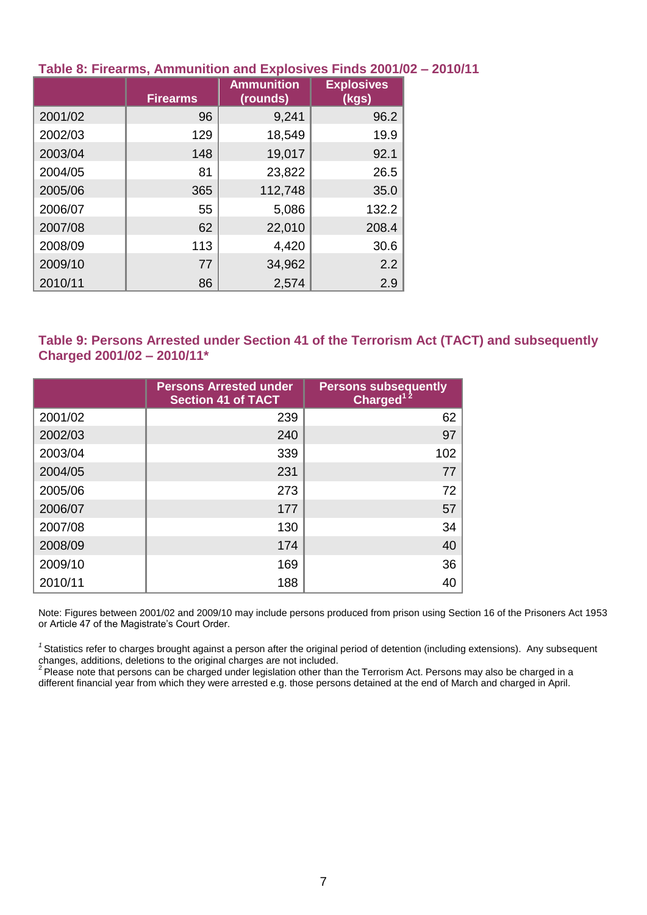### Table 8: Firearms, Ammunition and Explosives Finds 2001/02 – 2010/11

| | Firearms | Ammunition (rounds) | Explosives (kgs) |
|---|---|---|---|
| 2001/02 | 96 | 9,241 | 96.2 |
| 2002/03 | 129 | 18,549 | 19.9 |
| 2003/04 | 148 | 19,017 | 92.1 |
| 2004/05 | 81 | 23,822 | 26.5 |
| 2005/06 | 365 | 112,748 | 35.0 |
| 2006/07 | 55 | 5,086 | 132.2 |
| 2007/08 | 62 | 22,010 | 208.4 |
| 2008/09 | 113 | 4,420 | 30.6 |
| 2009/10 | 77 | 34,962 | 2.2 |
| 2010/11 | 86 | 2,574 | 2.9 |

### Table 9: Persons Arrested under Section 41 of the Terrorism Act (TACT) and subsequently Charged 2001/02 – 2010/11*

| | Persons Arrested under Section 41 of TACT | Persons subsequently Charged[1 2] |
|---|---|---|
| 2001/02 | 239 | 62 |
| 2002/03 | 240 | 97 |
| 2003/04 | 339 | 102 |
| 2004/05 | 231 | 77 |
| 2005/06 | 273 | 72 |
| 2006/07 | 177 | 57 |
| 2007/08 | 130 | 34 |
| 2008/09 | 174 | 40 |
| 2009/10 | 169 | 36 |
| 2010/11 | 188 | 40 |

Note: Figures between 2001/02 and 2009/10 may include persons produced from prison using Section 16 of the Prisoners Act 1953 or Article 47 of the Magistrate's Court Order.

[1] Statistics refer to charges brought against a person after the original period of detention (including extensions). Any subsequent changes, additions, deletions to the original charges are not included.

[2] Please note that persons can be charged under legislation other than the Terrorism Act. Persons may also be charged in a different financial year from which they were arrested e.g. those persons detained at the end of March and charged in April.